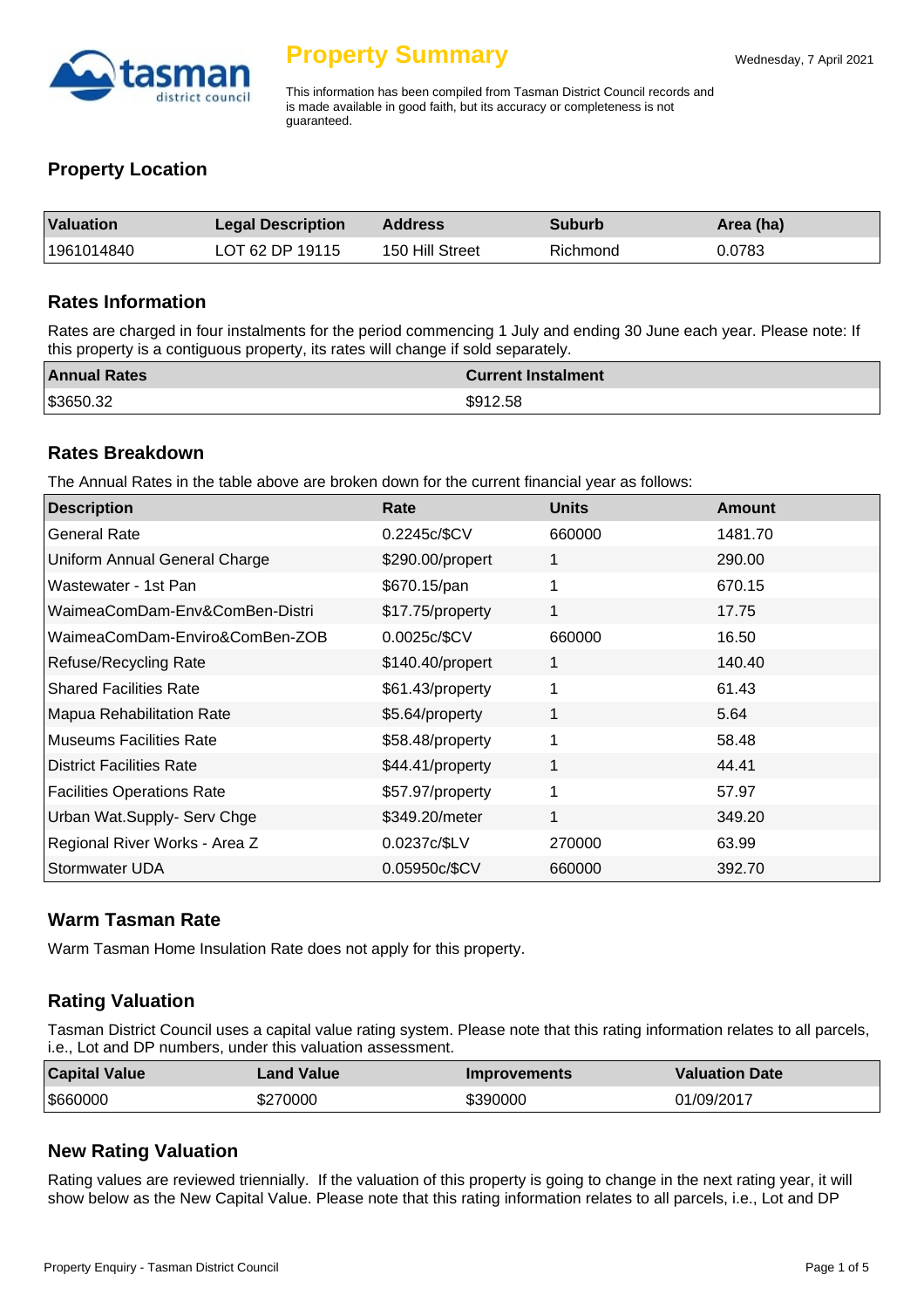# Property Summary

Wednesday, 7 April 2021

This information has been compiled from Tasman District Council records and is made available in good faith, but its accuracy or completeness is not guaranteed.

## Property Location

| Valuation | Legal Description | Address | Suburb | Area (ha) |
|---|---|---|---|---|
| 1961014840 | LOT 62 DP 19115 | 150 Hill Street | Richmond | 0.0783 |

## Rates Information

Rates are charged in four instalments for the period commencing 1 July and ending 30 June each year. Please note: If this property is a contiguous property, its rates will change if sold separately.

| Annual Rates | Current Instalment |
|---|---|
| $3650.32 | $912.58 |

## Rates Breakdown

The Annual Rates in the table above are broken down for the current financial year as follows:

| Description | Rate | Units | Amount |
|---|---|---|---|
| General Rate | 0.2245c/$CV | 660000 | 1481.70 |
| Uniform Annual General Charge | $290.00/propert | 1 | 290.00 |
| Wastewater - 1st Pan | $670.15/pan | 1 | 670.15 |
| WaimeaComDam-Env&ComBen-Distri | $17.75/property | 1 | 17.75 |
| WaimeaComDam-Enviro&ComBen-ZOB | 0.0025c/$CV | 660000 | 16.50 |
| Refuse/Recycling Rate | $140.40/propert | 1 | 140.40 |
| Shared Facilities Rate | $61.43/property | 1 | 61.43 |
| Mapua Rehabilitation Rate | $5.64/property | 1 | 5.64 |
| Museums Facilities Rate | $58.48/property | 1 | 58.48 |
| District Facilities Rate | $44.41/property | 1 | 44.41 |
| Facilities Operations Rate | $57.97/property | 1 | 57.97 |
| Urban Wat.Supply- Serv Chge | $349.20/meter | 1 | 349.20 |
| Regional River Works - Area Z | 0.0237c/$LV | 270000 | 63.99 |
| Stormwater UDA | 0.05950c/$CV | 660000 | 392.70 |

## Warm Tasman Rate

Warm Tasman Home Insulation Rate does not apply for this property.

## Rating Valuation

Tasman District Council uses a capital value rating system. Please note that this rating information relates to all parcels, i.e., Lot and DP numbers, under this valuation assessment.

| Capital Value | Land Value | Improvements | Valuation Date |
|---|---|---|---|
| $660000 | $270000 | $390000 | 01/09/2017 |

## New Rating Valuation

Rating values are reviewed triennially. If the valuation of this property is going to change in the next rating year, it will show below as the New Capital Value. Please note that this rating information relates to all parcels, i.e., Lot and DP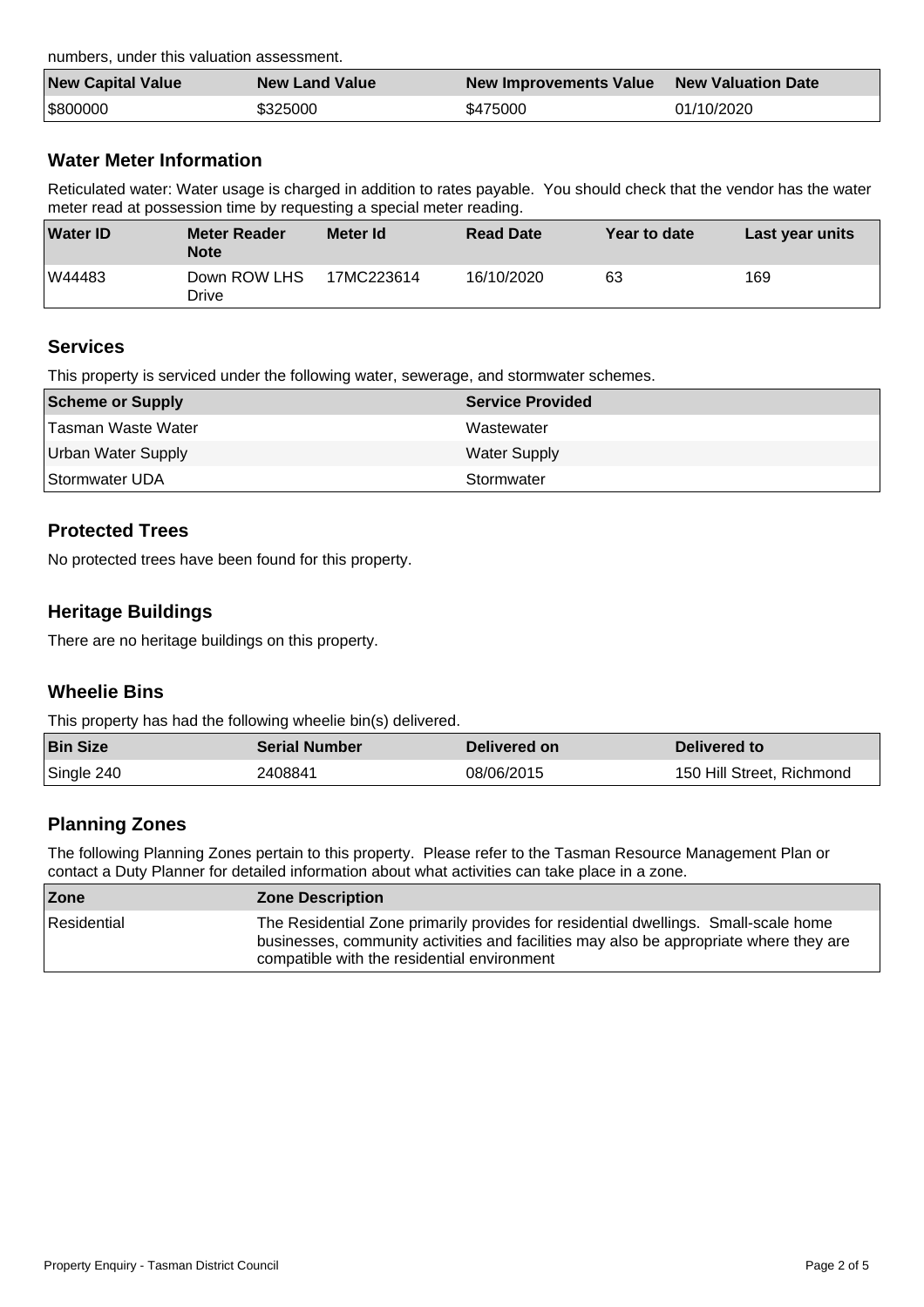numbers, under this valuation assessment.

| New Capital Value | New Land Value | New Improvements Value | New Valuation Date |
| --- | --- | --- | --- |
| $800000 | $325000 | $475000 | 01/10/2020 |

## Water Meter Information

Reticulated water: Water usage is charged in addition to rates payable. You should check that the vendor has the water meter read at possession time by requesting a special meter reading.

| Water ID | Meter Reader Note | Meter Id | Read Date | Year to date | Last year units |
| --- | --- | --- | --- | --- | --- |
| W44483 | Down ROW LHS Drive | 17MC223614 | 16/10/2020 | 63 | 169 |

## Services

This property is serviced under the following water, sewerage, and stormwater schemes.

| Scheme or Supply | Service Provided |
| --- | --- |
| Tasman Waste Water | Wastewater |
| Urban Water Supply | Water Supply |
| Stormwater UDA | Stormwater |

## Protected Trees

No protected trees have been found for this property.

## Heritage Buildings

There are no heritage buildings on this property.

## Wheelie Bins

This property has had the following wheelie bin(s) delivered.

| Bin Size | Serial Number | Delivered on | Delivered to |
| --- | --- | --- | --- |
| Single 240 | 2408841 | 08/06/2015 | 150 Hill Street, Richmond |

## Planning Zones

The following Planning Zones pertain to this property. Please refer to the Tasman Resource Management Plan or contact a Duty Planner for detailed information about what activities can take place in a zone.

| Zone | Zone Description |
| --- | --- |
| Residential | The Residential Zone primarily provides for residential dwellings. Small-scale home businesses, community activities and facilities may also be appropriate where they are compatible with the residential environment |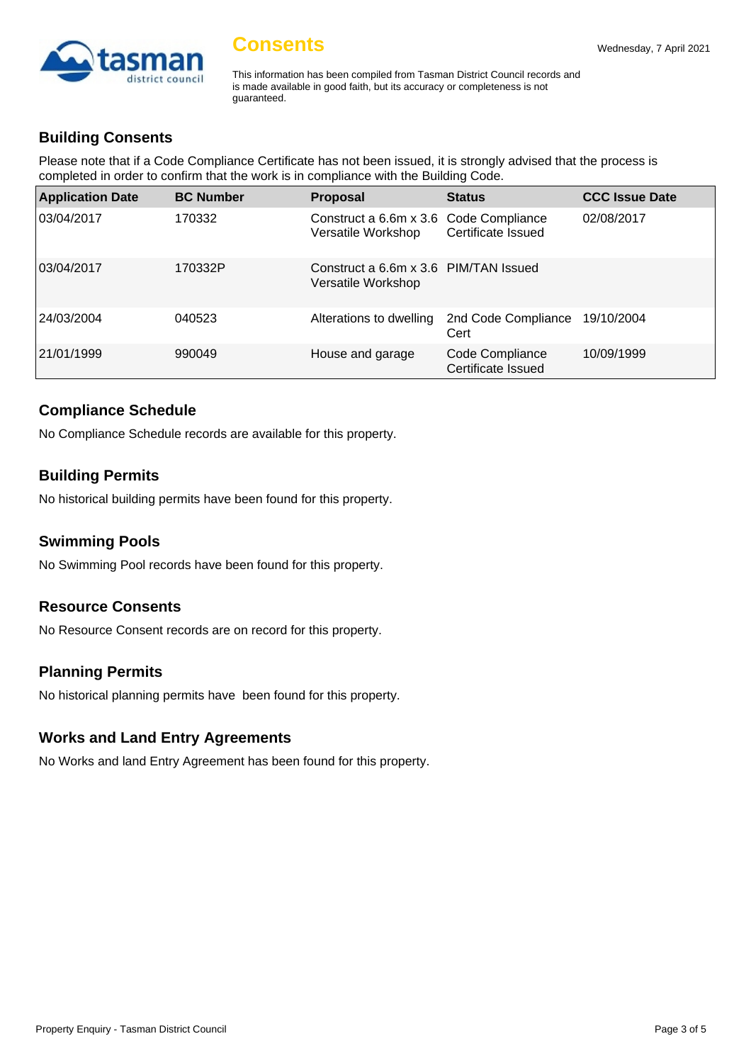# Consents

Wednesday, 7 April 2021

This information has been compiled from Tasman District Council records and is made available in good faith, but its accuracy or completeness is not guaranteed.

## Building Consents

Please note that if a Code Compliance Certificate has not been issued, it is strongly advised that the process is completed in order to confirm that the work is in compliance with the Building Code.

| Application Date | BC Number | Proposal | Status | CCC Issue Date |
|---|---|---|---|---|
| 03/04/2017 | 170332 | Construct a 6.6m x 3.6 Versatile Workshop | Code Compliance Certificate Issued | 02/08/2017 |
| 03/04/2017 | 170332P | Construct a 6.6m x 3.6 Versatile Workshop | PIM/TAN Issued | |
| 24/03/2004 | 040523 | Alterations to dwelling | 2nd Code Compliance Cert | 19/10/2004 |
| 21/01/1999 | 990049 | House and garage | Code Compliance Certificate Issued | 10/09/1999 |

## Compliance Schedule

No Compliance Schedule records are available for this property.

## Building Permits

No historical building permits have been found for this property.

## Swimming Pools

No Swimming Pool records have been found for this property.

## Resource Consents

No Resource Consent records are on record for this property.

## Planning Permits

No historical planning permits have been found for this property.

## Works and Land Entry Agreements

No Works and land Entry Agreement has been found for this property.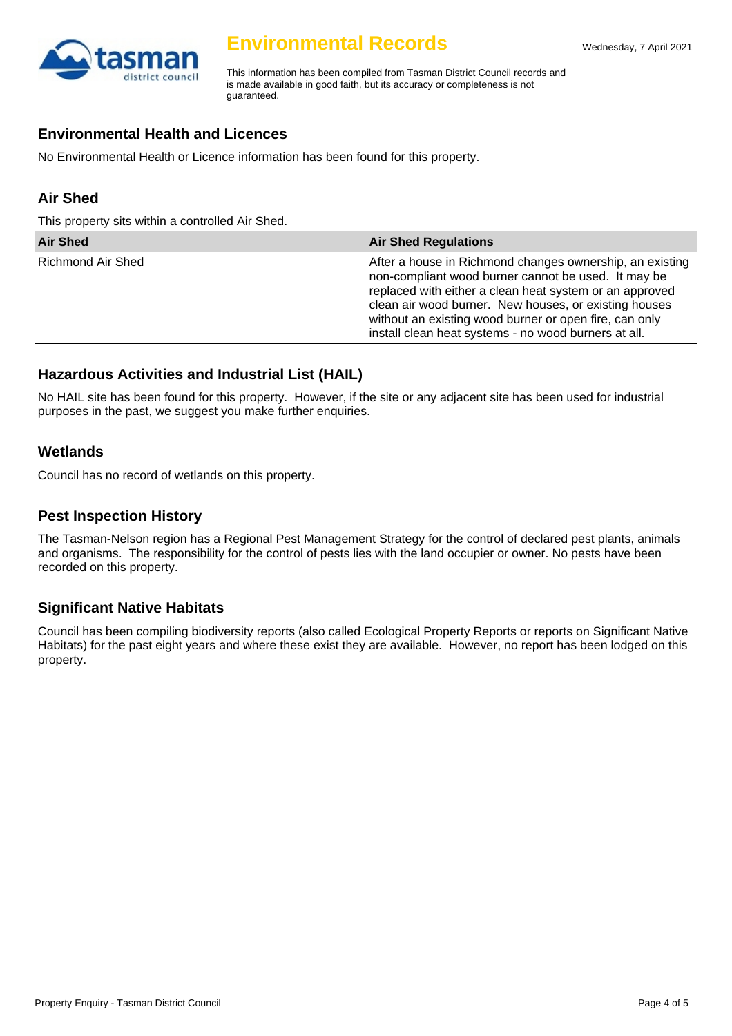# Environmental Records

Wednesday, 7 April 2021

This information has been compiled from Tasman District Council records and is made available in good faith, but its accuracy or completeness is not guaranteed.

## Environmental Health and Licences

No Environmental Health or Licence information has been found for this property.

## Air Shed

This property sits within a controlled Air Shed.

| Air Shed | Air Shed Regulations |
|---|---|
| Richmond Air Shed | After a house in Richmond changes ownership, an existing non-compliant wood burner cannot be used. It may be replaced with either a clean heat system or an approved clean air wood burner. New houses, or existing houses without an existing wood burner or open fire, can only install clean heat systems - no wood burners at all. |

## Hazardous Activities and Industrial List (HAIL)

No HAIL site has been found for this property. However, if the site or any adjacent site has been used for industrial purposes in the past, we suggest you make further enquiries.

## Wetlands

Council has no record of wetlands on this property.

## Pest Inspection History

The Tasman-Nelson region has a Regional Pest Management Strategy for the control of declared pest plants, animals and organisms. The responsibility for the control of pests lies with the land occupier or owner. No pests have been recorded on this property.

## Significant Native Habitats

Council has been compiling biodiversity reports (also called Ecological Property Reports or reports on Significant Native Habitats) for the past eight years and where these exist they are available. However, no report has been lodged on this property.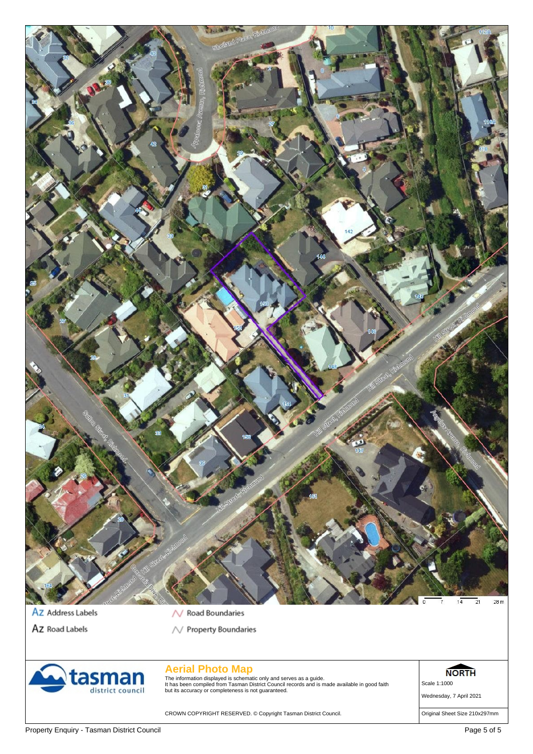Az Address Labels

Az Road Labels

Road Boundaries

Property Boundaries

0 7 14 21 28 m

# Aerial Photo Map

The information displayed is schematic only and serves as a guide.
It has been compiled from Tasman District Council records and is made available in good faith but its accuracy or completeness is not guaranteed.

NORTH

Scale 1:1000

Wednesday, 7 April 2021

CROWN COPYRIGHT RESERVED. © Copyright Tasman District Council.

Original Sheet Size 210x297mm